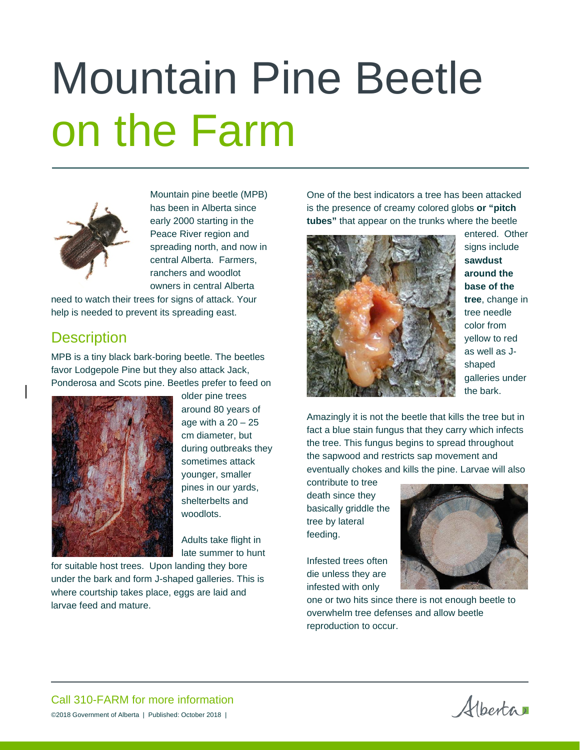# Mountain Pine Beetle on the Farm

Mountain pine beetle (MPB) has been in Alberta since early 2000 starting in the Peace River region and spreading north, and now in central Alberta. Farmers, ranchers and woodlot owners in central Alberta need to watch their trees for signs of attack. Your help is needed to prevent its spreading east.

## Description

MPB is a tiny black bark-boring beetle. The beetles favor Lodgepole Pine but they also attack Jack, Ponderosa and Scots pine. Beetles prefer to feed on older pine trees around 80 years of age with a 20 – 25 cm diameter, but during outbreaks they sometimes attack younger, smaller pines in our yards, shelterbelts and woodlots.

Adults take flight in late summer to hunt for suitable host trees. Upon landing they bore under the bark and form J-shaped galleries. This is where courtship takes place, eggs are laid and larvae feed and mature.

One of the best indicators a tree has been attacked is the presence of creamy colored globs **or "pitch tubes"** that appear on the trunks where the beetle entered. Other signs include **sawdust around the base of the tree**, change in tree needle color from yellow to red as well as J-shaped galleries under the bark.

Amazingly it is not the beetle that kills the tree but in fact a blue stain fungus that they carry which infects the tree. This fungus begins to spread throughout the sapwood and restricts sap movement and eventually chokes and kills the pine. Larvae will also contribute to tree death since they basically griddle the tree by lateral feeding.

Infested trees often die unless they are infested with only one or two hits since there is not enough beetle to overwhelm tree defenses and allow beetle reproduction to occur.

Call 310-FARM for more information

©2018 Government of Alberta | Published: October 2018 |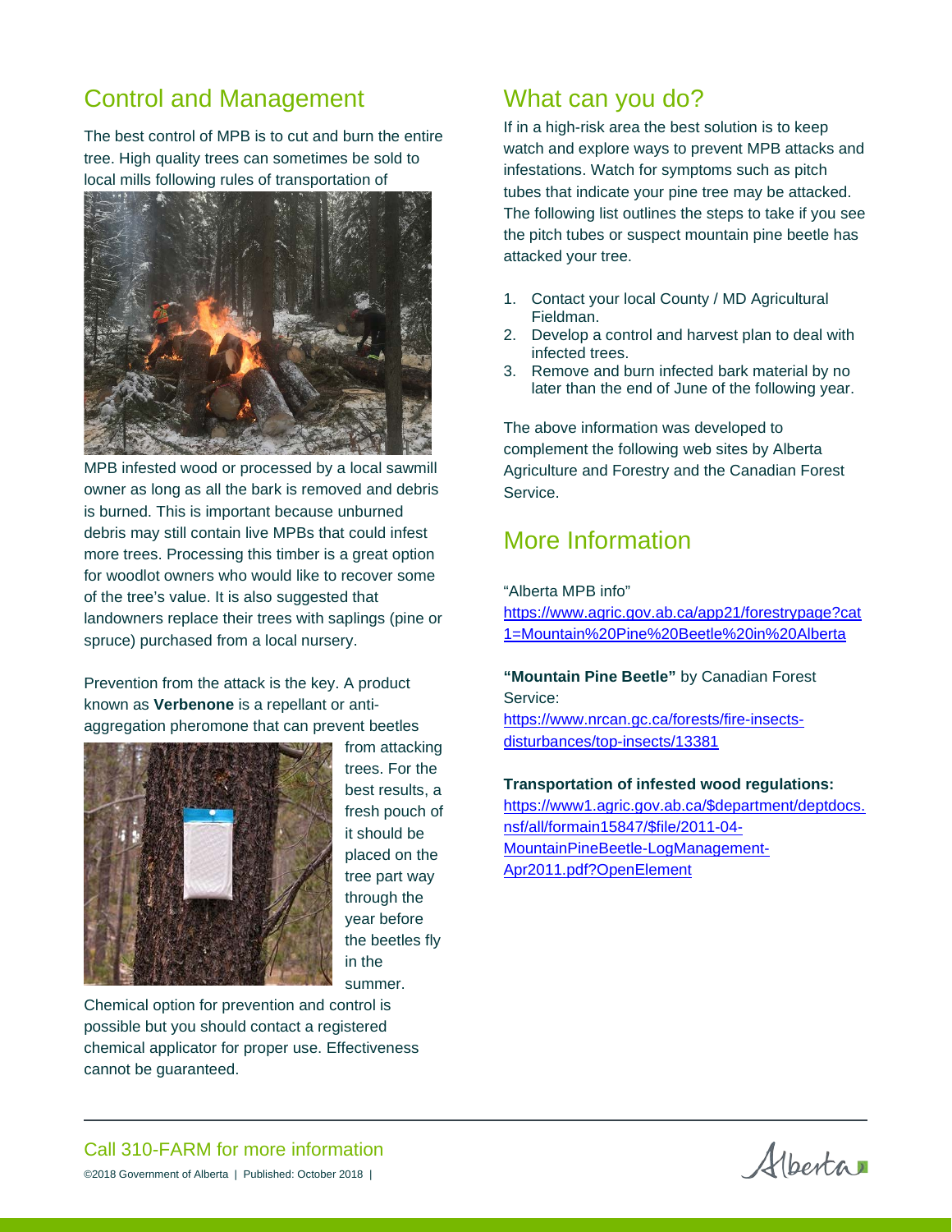## Control and Management

The best control of MPB is to cut and burn the entire tree. High quality trees can sometimes be sold to local mills following rules of transportation of MPB infested wood or processed by a local sawmill owner as long as all the bark is removed and debris is burned. This is important because unburned debris may still contain live MPBs that could infest more trees. Processing this timber is a great option for woodlot owners who would like to recover some of the tree's value. It is also suggested that landowners replace their trees with saplings (pine or spruce) purchased from a local nursery.

Prevention from the attack is the key. A product known as **Verbenone** is a repellant or anti-aggregation pheromone that can prevent beetles from attacking trees. For the best results, a fresh pouch of it should be placed on the tree part way through the year before the beetles fly in the summer.

Chemical option for prevention and control is possible but you should contact a registered chemical applicator for proper use. Effectiveness cannot be guaranteed.

## What can you do?

If in a high-risk area the best solution is to keep watch and explore ways to prevent MPB attacks and infestations. Watch for symptoms such as pitch tubes that indicate your pine tree may be attacked. The following list outlines the steps to take if you see the pitch tubes or suspect mountain pine beetle has attacked your tree.

1. Contact your local County / MD Agricultural Fieldman.
2. Develop a control and harvest plan to deal with infected trees.
3. Remove and burn infected bark material by no later than the end of June of the following year.

The above information was developed to complement the following web sites by Alberta Agriculture and Forestry and the Canadian Forest Service.

## More Information

"Alberta MPB info"
https://www.agric.gov.ab.ca/app21/forestrypage?cat1=Mountain%20Pine%20Beetle%20in%20Alberta

**"Mountain Pine Beetle"** by Canadian Forest Service:
https://www.nrcan.gc.ca/forests/fire-insects-disturbances/top-insects/13381

**Transportation of infested wood regulations:**
https://www1.agric.gov.ab.ca/$department/deptdocs.nsf/all/formain15847/$file/2011-04-MountainPineBeetle-LogManagement-Apr2011.pdf?OpenElement

Call 310-FARM for more information

©2018 Government of Alberta | Published: October 2018 |